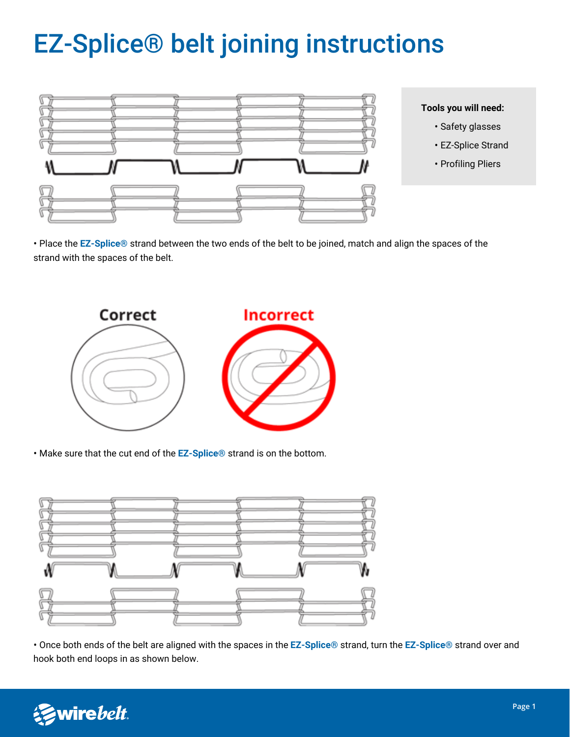# EZ-Splice® belt joining instructions

**Tools you will need:**

- Safety glasses
- EZ-Splice Strand
- Profiling Pliers

• Place the **EZ-Splice®** strand between the two ends of the belt to be joined, match and align the spaces of the strand with the spaces of the belt.

Correct

Incorrect

• Make sure that the cut end of the **EZ-Splice®** strand is on the bottom.

• Once both ends of the belt are aligned with the spaces in the **EZ-Splice®** strand, turn the **EZ-Splice®** strand over and hook both end loops in as shown below.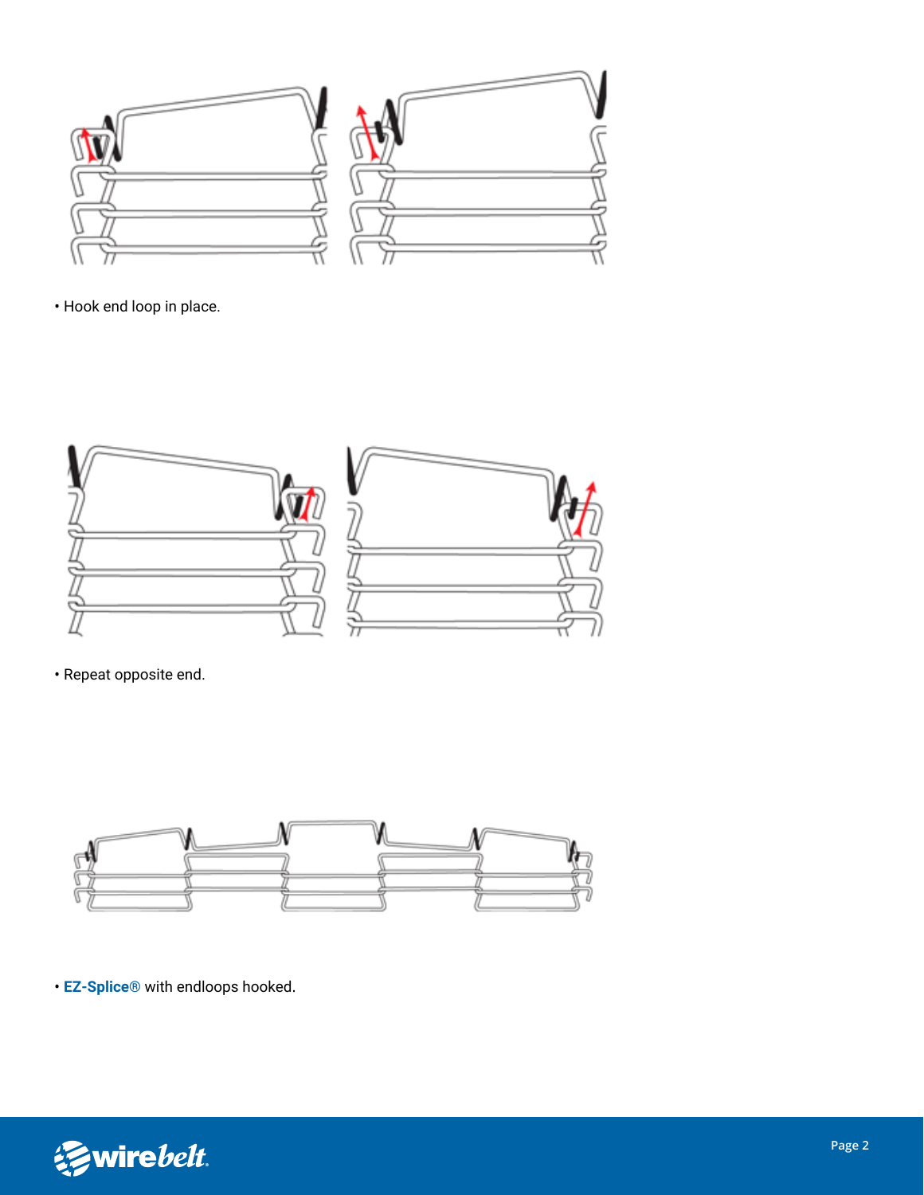- Hook end loop in place.

- Repeat opposite end.

- **EZ-Splice®** with endloops hooked.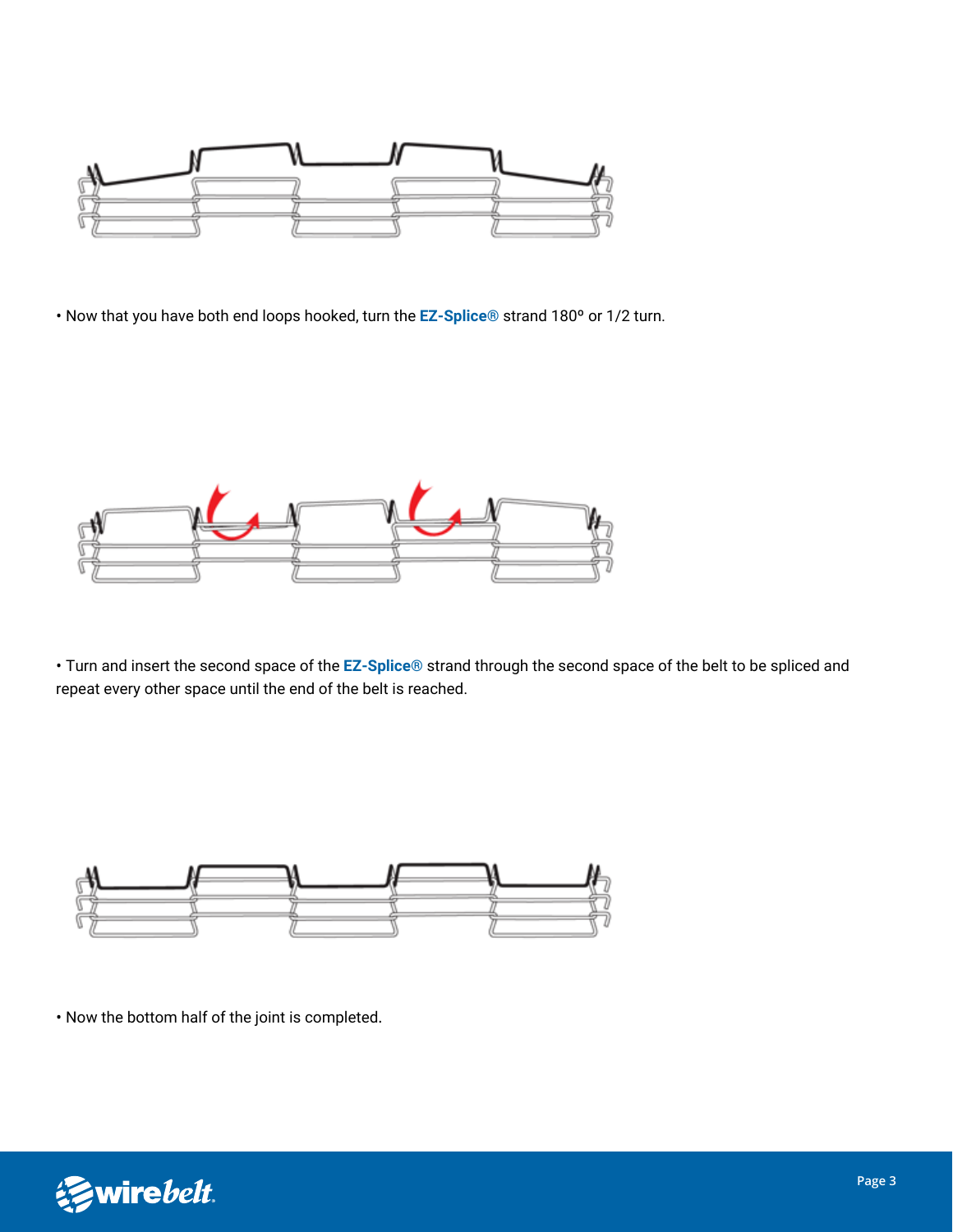• Now that you have both end loops hooked, turn the **EZ-Splice®** strand 180º or 1/2 turn.

• Turn and insert the second space of the **EZ-Splice®** strand through the second space of the belt to be spliced and repeat every other space until the end of the belt is reached.

• Now the bottom half of the joint is completed.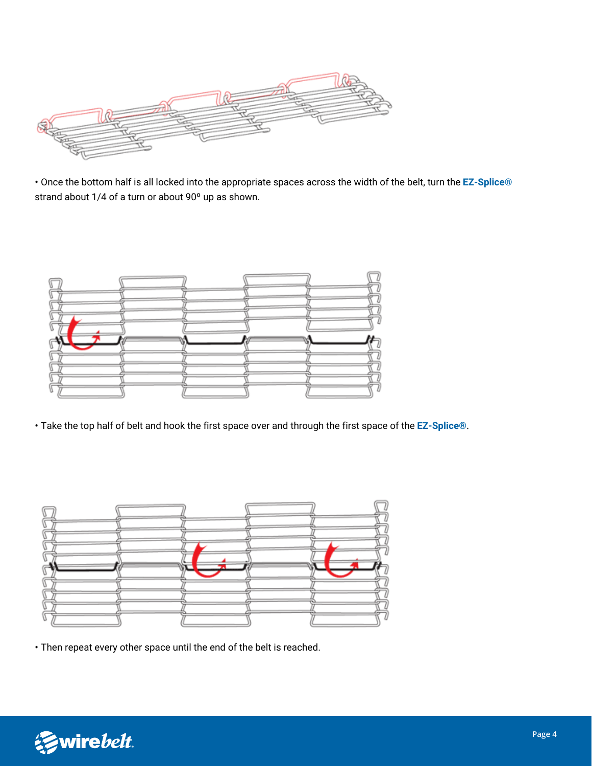• Once the bottom half is all locked into the appropriate spaces across the width of the belt, turn the **EZ-Splice®** strand about 1/4 of a turn or about 90º up as shown.

• Take the top half of belt and hook the first space over and through the first space of the **EZ-Splice®**.

• Then repeat every other space until the end of the belt is reached.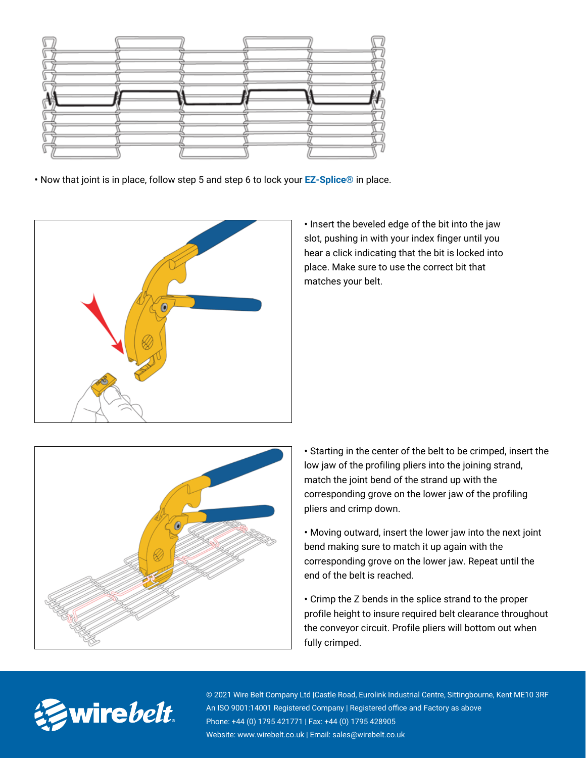- Now that joint is in place, follow step 5 and step 6 to lock your **EZ-Splice®** in place.

- Insert the beveled edge of the bit into the jaw slot, pushing in with your index finger until you hear a click indicating that the bit is locked into place. Make sure to use the correct bit that matches your belt.

- Starting in the center of the belt to be crimped, insert the low jaw of the profiling pliers into the joining strand, match the joint bend of the strand up with the corresponding grove on the lower jaw of the profiling pliers and crimp down.

- Moving outward, insert the lower jaw into the next joint bend making sure to match it up again with the corresponding grove on the lower jaw. Repeat until the end of the belt is reached.

- Crimp the Z bends in the splice strand to the proper profile height to insure required belt clearance throughout the conveyor circuit. Profile pliers will bottom out when fully crimped.

wirebelt

© 2021 Wire Belt Company Ltd |Castle Road, Eurolink Industrial Centre, Sittingbourne, Kent ME10 3RF
An ISO 9001:14001 Registered Company | Registered office and Factory as above
Phone: +44 (0) 1795 421771 | Fax: +44 (0) 1795 428905
Website: www.wirebelt.co.uk | Email: sales@wirebelt.co.uk